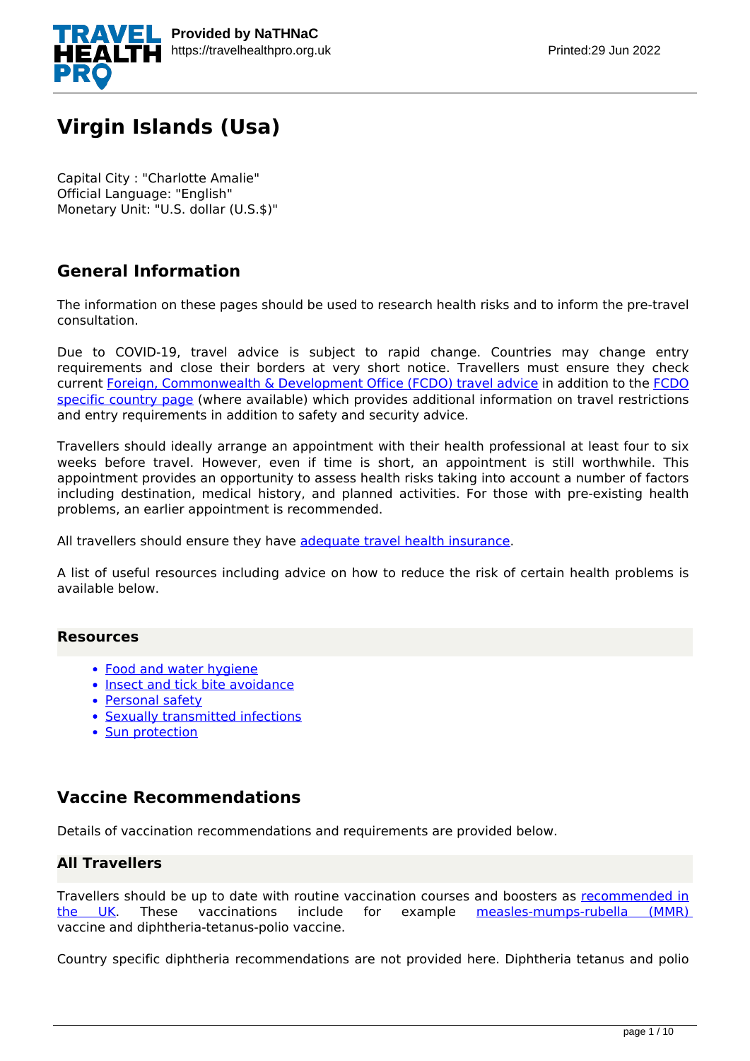# Virgin Islands (Usa)

Capital City : "Charlotte Amalie"
Official Language: "English"
Monetary Unit: "U.S. dollar (U.S.$)"

## General Information

The information on these pages should be used to research health risks and to inform the pre-travel consultation.

Due to COVID-19, travel advice is subject to rapid change. Countries may change entry requirements and close their borders at very short notice. Travellers must ensure they check current Foreign, Commonwealth & Development Office (FCDO) travel advice in addition to the FCDO specific country page (where available) which provides additional information on travel restrictions and entry requirements in addition to safety and security advice.

Travellers should ideally arrange an appointment with their health professional at least four to six weeks before travel. However, even if time is short, an appointment is still worthwhile. This appointment provides an opportunity to assess health risks taking into account a number of factors including destination, medical history, and planned activities. For those with pre-existing health problems, an earlier appointment is recommended.

All travellers should ensure they have adequate travel health insurance.

A list of useful resources including advice on how to reduce the risk of certain health problems is available below.

### Resources

- Food and water hygiene
- Insect and tick bite avoidance
- Personal safety
- Sexually transmitted infections
- Sun protection

## Vaccine Recommendations

Details of vaccination recommendations and requirements are provided below.

### All Travellers

Travellers should be up to date with routine vaccination courses and boosters as recommended in the UK. These vaccinations include for example measles-mumps-rubella (MMR) vaccine and diphtheria-tetanus-polio vaccine.

Country specific diphtheria recommendations are not provided here. Diphtheria tetanus and polio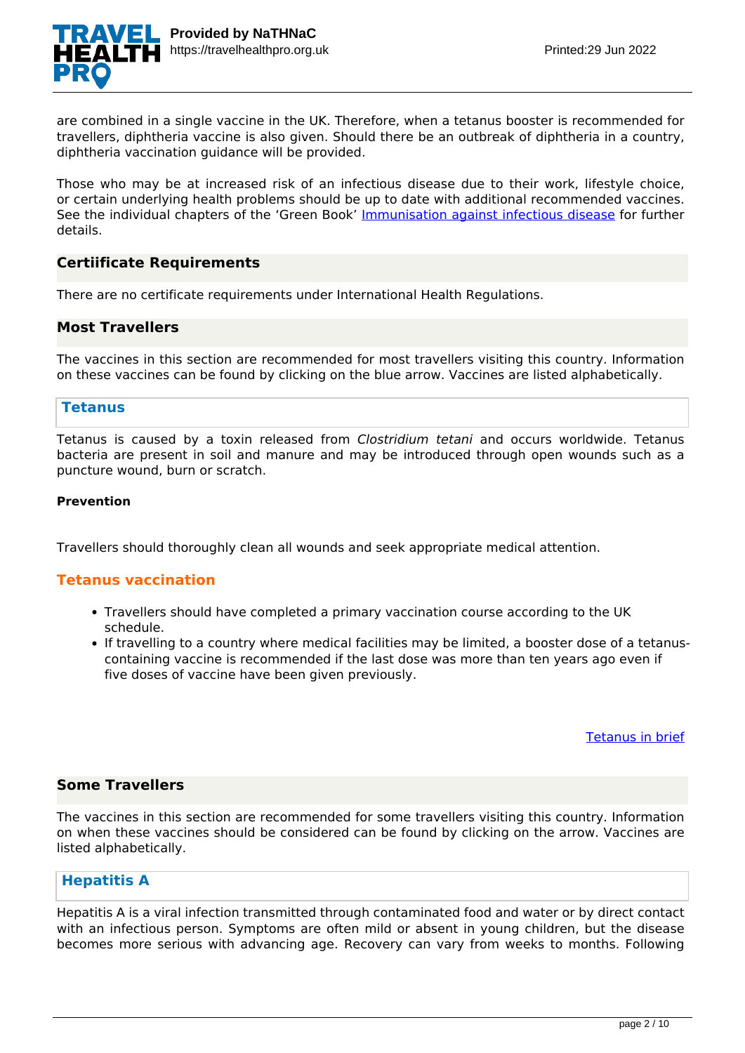are combined in a single vaccine in the UK. Therefore, when a tetanus booster is recommended for travellers, diphtheria vaccine is also given. Should there be an outbreak of diphtheria in a country, diphtheria vaccination guidance will be provided.

Those who may be at increased risk of an infectious disease due to their work, lifestyle choice, or certain underlying health problems should be up to date with additional recommended vaccines. See the individual chapters of the 'Green Book' [Immunisation against infectious disease](Immunisation against infectious disease) for further details.

## Certiificate Requirements

There are no certificate requirements under International Health Regulations.

## Most Travellers

The vaccines in this section are recommended for most travellers visiting this country. Information on these vaccines can be found by clicking on the blue arrow. Vaccines are listed alphabetically.

### Tetanus

Tetanus is caused by a toxin released from *Clostridium tetani* and occurs worldwide. Tetanus bacteria are present in soil and manure and may be introduced through open wounds such as a puncture wound, burn or scratch.

**Prevention**

Travellers should thoroughly clean all wounds and seek appropriate medical attention.

#### Tetanus vaccination

- Travellers should have completed a primary vaccination course according to the UK schedule.
- If travelling to a country where medical facilities may be limited, a booster dose of a tetanus-containing vaccine is recommended if the last dose was more than ten years ago even if five doses of vaccine have been given previously.

[Tetanus in brief](Tetanus in brief)

## Some Travellers

The vaccines in this section are recommended for some travellers visiting this country. Information on when these vaccines should be considered can be found by clicking on the arrow. Vaccines are listed alphabetically.

### Hepatitis A

Hepatitis A is a viral infection transmitted through contaminated food and water or by direct contact with an infectious person. Symptoms are often mild or absent in young children, but the disease becomes more serious with advancing age. Recovery can vary from weeks to months. Following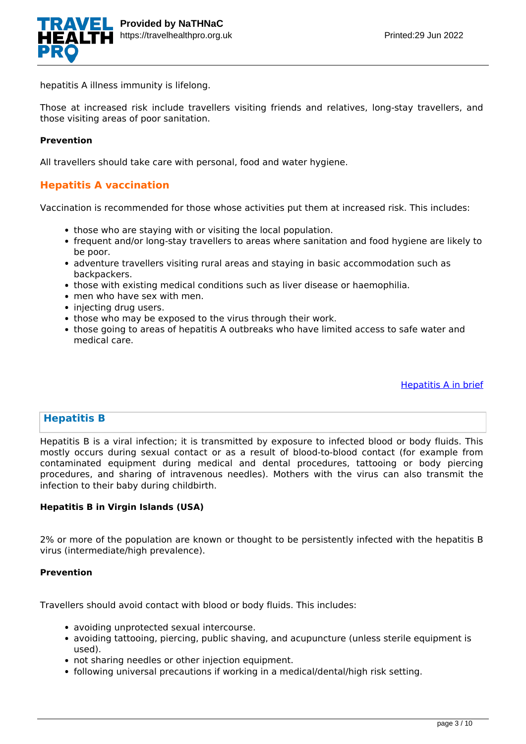hepatitis A illness immunity is lifelong.

Those at increased risk include travellers visiting friends and relatives, long-stay travellers, and those visiting areas of poor sanitation.

**Prevention**

All travellers should take care with personal, food and water hygiene.

## Hepatitis A vaccination

Vaccination is recommended for those whose activities put them at increased risk. This includes:

- those who are staying with or visiting the local population.
- frequent and/or long-stay travellers to areas where sanitation and food hygiene are likely to be poor.
- adventure travellers visiting rural areas and staying in basic accommodation such as backpackers.
- those with existing medical conditions such as liver disease or haemophilia.
- men who have sex with men.
- injecting drug users.
- those who may be exposed to the virus through their work.
- those going to areas of hepatitis A outbreaks who have limited access to safe water and medical care.

Hepatitis A in brief

## Hepatitis B

Hepatitis B is a viral infection; it is transmitted by exposure to infected blood or body fluids. This mostly occurs during sexual contact or as a result of blood-to-blood contact (for example from contaminated equipment during medical and dental procedures, tattooing or body piercing procedures, and sharing of intravenous needles). Mothers with the virus can also transmit the infection to their baby during childbirth.

**Hepatitis B in Virgin Islands (USA)**

2% or more of the population are known or thought to be persistently infected with the hepatitis B virus (intermediate/high prevalence).

**Prevention**

Travellers should avoid contact with blood or body fluids. This includes:

- avoiding unprotected sexual intercourse.
- avoiding tattooing, piercing, public shaving, and acupuncture (unless sterile equipment is used).
- not sharing needles or other injection equipment.
- following universal precautions if working in a medical/dental/high risk setting.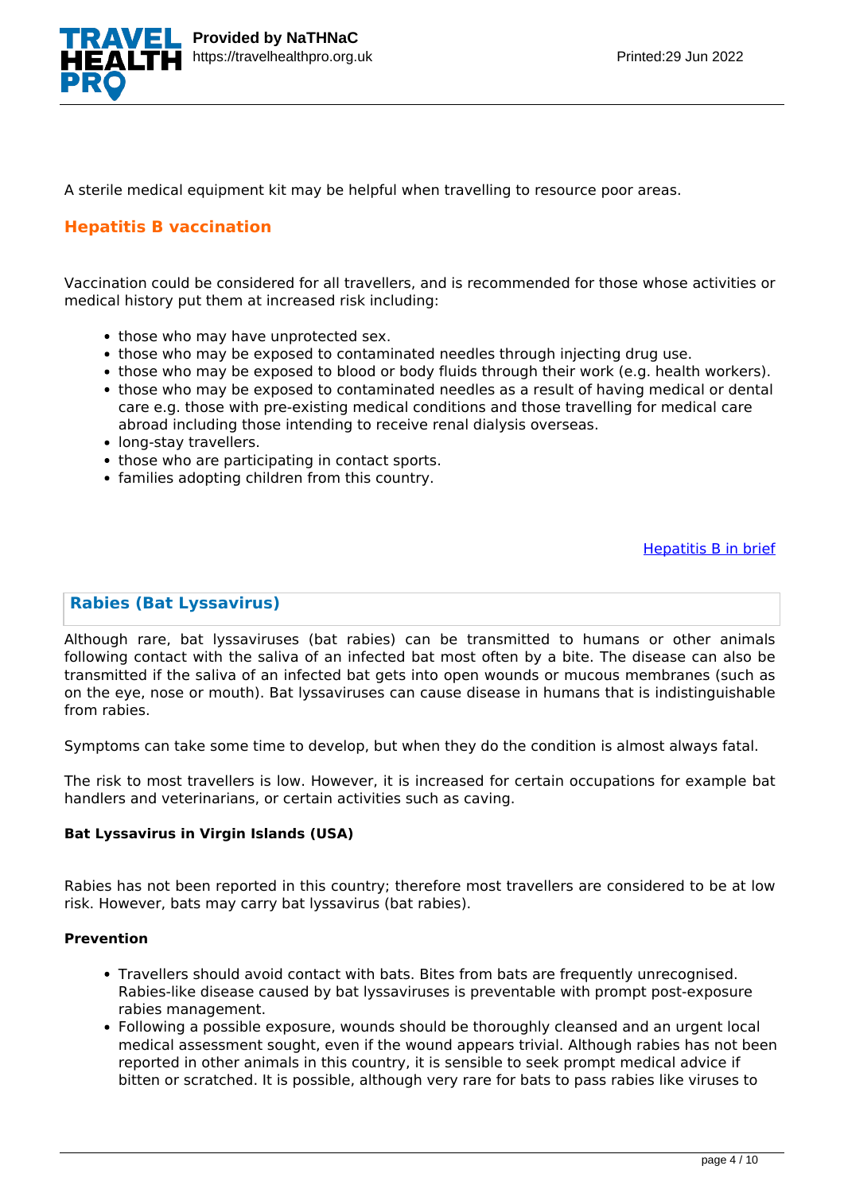A sterile medical equipment kit may be helpful when travelling to resource poor areas.

## Hepatitis B vaccination

Vaccination could be considered for all travellers, and is recommended for those whose activities or medical history put them at increased risk including:

- those who may have unprotected sex.
- those who may be exposed to contaminated needles through injecting drug use.
- those who may be exposed to blood or body fluids through their work (e.g. health workers).
- those who may be exposed to contaminated needles as a result of having medical or dental care e.g. those with pre-existing medical conditions and those travelling for medical care abroad including those intending to receive renal dialysis overseas.
- long-stay travellers.
- those who are participating in contact sports.
- families adopting children from this country.

Hepatitis B in brief

## Rabies (Bat Lyssavirus)

Although rare, bat lyssaviruses (bat rabies) can be transmitted to humans or other animals following contact with the saliva of an infected bat most often by a bite. The disease can also be transmitted if the saliva of an infected bat gets into open wounds or mucous membranes (such as on the eye, nose or mouth). Bat lyssaviruses can cause disease in humans that is indistinguishable from rabies.

Symptoms can take some time to develop, but when they do the condition is almost always fatal.

The risk to most travellers is low. However, it is increased for certain occupations for example bat handlers and veterinarians, or certain activities such as caving.

### Bat Lyssavirus in Virgin Islands (USA)

Rabies has not been reported in this country; therefore most travellers are considered to be at low risk. However, bats may carry bat lyssavirus (bat rabies).

**Prevention**

- Travellers should avoid contact with bats. Bites from bats are frequently unrecognised. Rabies-like disease caused by bat lyssaviruses is preventable with prompt post-exposure rabies management.
- Following a possible exposure, wounds should be thoroughly cleansed and an urgent local medical assessment sought, even if the wound appears trivial. Although rabies has not been reported in other animals in this country, it is sensible to seek prompt medical advice if bitten or scratched. It is possible, although very rare for bats to pass rabies like viruses to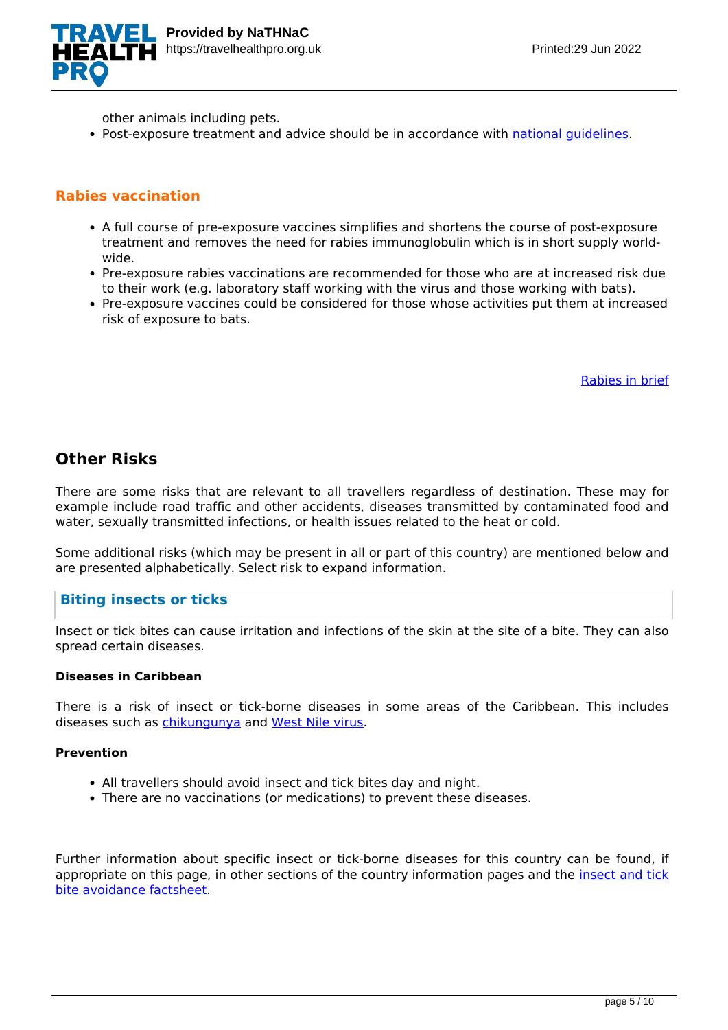other animals including pets.
- Post-exposure treatment and advice should be in accordance with [national guidelines](#).

### Rabies vaccination

- A full course of pre-exposure vaccines simplifies and shortens the course of post-exposure treatment and removes the need for rabies immunoglobulin which is in short supply world-wide.
- Pre-exposure rabies vaccinations are recommended for those who are at increased risk due to their work (e.g. laboratory staff working with the virus and those working with bats).
- Pre-exposure vaccines could be considered for those whose activities put them at increased risk of exposure to bats.

[Rabies in brief](#)

## Other Risks

There are some risks that are relevant to all travellers regardless of destination. These may for example include road traffic and other accidents, diseases transmitted by contaminated food and water, sexually transmitted infections, or health issues related to the heat or cold.

Some additional risks (which may be present in all or part of this country) are mentioned below and are presented alphabetically. Select risk to expand information.

### Biting insects or ticks

Insect or tick bites can cause irritation and infections of the skin at the site of a bite. They can also spread certain diseases.

**Diseases in Caribbean**

There is a risk of insect or tick-borne diseases in some areas of the Caribbean. This includes diseases such as [chikungunya](#) and [West Nile virus](#).

**Prevention**

- All travellers should avoid insect and tick bites day and night.
- There are no vaccinations (or medications) to prevent these diseases.

Further information about specific insect or tick-borne diseases for this country can be found, if appropriate on this page, in other sections of the country information pages and the [insect and tick bite avoidance factsheet](#).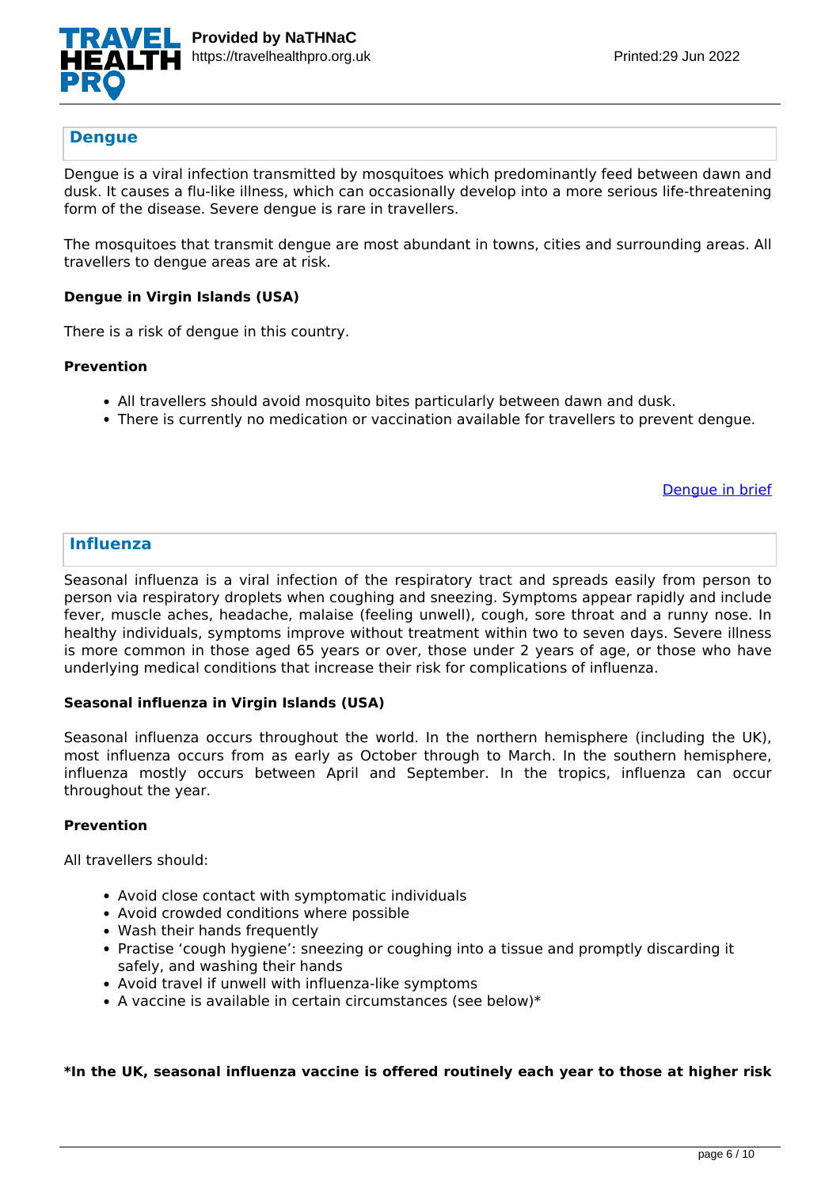## Dengue

Dengue is a viral infection transmitted by mosquitoes which predominantly feed between dawn and dusk. It causes a flu-like illness, which can occasionally develop into a more serious life-threatening form of the disease. Severe dengue is rare in travellers.

The mosquitoes that transmit dengue are most abundant in towns, cities and surrounding areas. All travellers to dengue areas are at risk.

**Dengue in Virgin Islands (USA)**

There is a risk of dengue in this country.

**Prevention**

- All travellers should avoid mosquito bites particularly between dawn and dusk.
- There is currently no medication or vaccination available for travellers to prevent dengue.

Dengue in brief

## Influenza

Seasonal influenza is a viral infection of the respiratory tract and spreads easily from person to person via respiratory droplets when coughing and sneezing. Symptoms appear rapidly and include fever, muscle aches, headache, malaise (feeling unwell), cough, sore throat and a runny nose. In healthy individuals, symptoms improve without treatment within two to seven days. Severe illness is more common in those aged 65 years or over, those under 2 years of age, or those who have underlying medical conditions that increase their risk for complications of influenza.

**Seasonal influenza in Virgin Islands (USA)**

Seasonal influenza occurs throughout the world. In the northern hemisphere (including the UK), most influenza occurs from as early as October through to March. In the southern hemisphere, influenza mostly occurs between April and September. In the tropics, influenza can occur throughout the year.

**Prevention**

All travellers should:

- Avoid close contact with symptomatic individuals
- Avoid crowded conditions where possible
- Wash their hands frequently
- Practise 'cough hygiene': sneezing or coughing into a tissue and promptly discarding it safely, and washing their hands
- Avoid travel if unwell with influenza-like symptoms
- A vaccine is available in certain circumstances (see below)*

**\*In the UK, seasonal influenza vaccine is offered routinely each year to those at higher risk**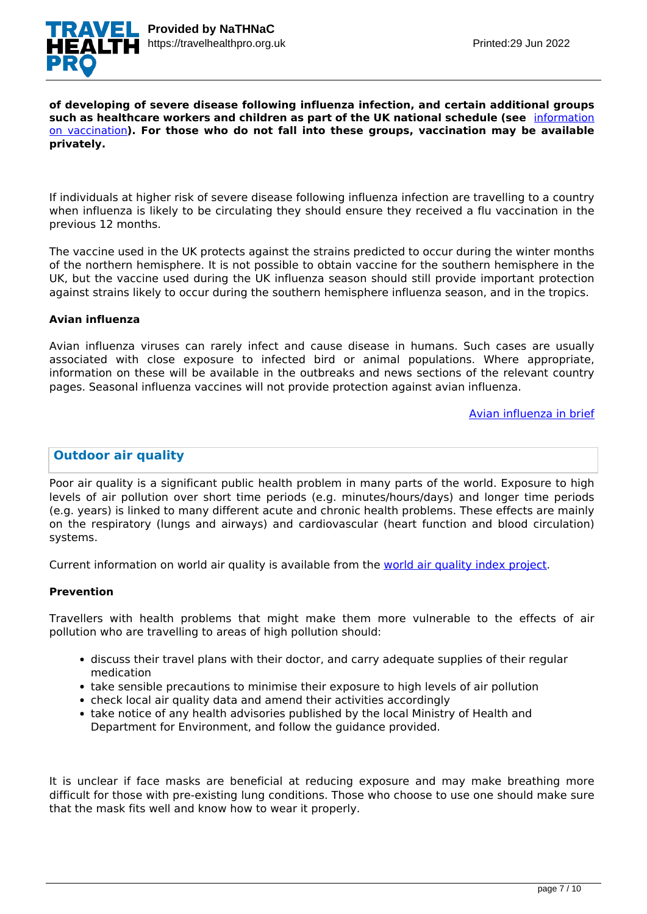**of developing of severe disease following influenza infection, and certain additional groups such as healthcare workers and children as part of the UK national schedule (see information on vaccination). For those who do not fall into these groups, vaccination may be available privately.**

If individuals at higher risk of severe disease following influenza infection are travelling to a country when influenza is likely to be circulating they should ensure they received a flu vaccination in the previous 12 months.

The vaccine used in the UK protects against the strains predicted to occur during the winter months of the northern hemisphere. It is not possible to obtain vaccine for the southern hemisphere in the UK, but the vaccine used during the UK influenza season should still provide important protection against strains likely to occur during the southern hemisphere influenza season, and in the tropics.

**Avian influenza**

Avian influenza viruses can rarely infect and cause disease in humans. Such cases are usually associated with close exposure to infected bird or animal populations. Where appropriate, information on these will be available in the outbreaks and news sections of the relevant country pages. Seasonal influenza vaccines will not provide protection against avian influenza.

Avian influenza in brief

## Outdoor air quality

Poor air quality is a significant public health problem in many parts of the world. Exposure to high levels of air pollution over short time periods (e.g. minutes/hours/days) and longer time periods (e.g. years) is linked to many different acute and chronic health problems. These effects are mainly on the respiratory (lungs and airways) and cardiovascular (heart function and blood circulation) systems.

Current information on world air quality is available from the world air quality index project.

**Prevention**

Travellers with health problems that might make them more vulnerable to the effects of air pollution who are travelling to areas of high pollution should:

- discuss their travel plans with their doctor, and carry adequate supplies of their regular medication
- take sensible precautions to minimise their exposure to high levels of air pollution
- check local air quality data and amend their activities accordingly
- take notice of any health advisories published by the local Ministry of Health and Department for Environment, and follow the guidance provided.

It is unclear if face masks are beneficial at reducing exposure and may make breathing more difficult for those with pre-existing lung conditions. Those who choose to use one should make sure that the mask fits well and know how to wear it properly.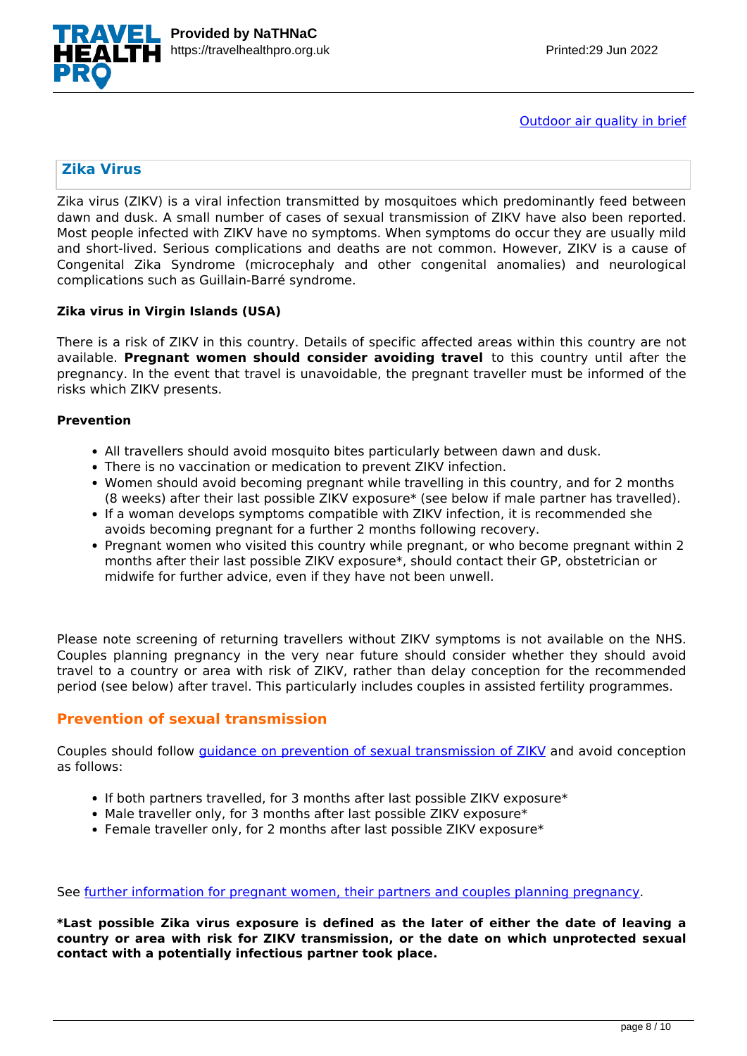[Outdoor air quality in brief](#)

## Zika Virus

Zika virus (ZIKV) is a viral infection transmitted by mosquitoes which predominantly feed between dawn and dusk. A small number of cases of sexual transmission of ZIKV have also been reported. Most people infected with ZIKV have no symptoms. When symptoms do occur they are usually mild and short-lived. Serious complications and deaths are not common. However, ZIKV is a cause of Congenital Zika Syndrome (microcephaly and other congenital anomalies) and neurological complications such as Guillain-Barré syndrome.

**Zika virus in Virgin Islands (USA)**

There is a risk of ZIKV in this country. Details of specific affected areas within this country are not available. **Pregnant women should consider avoiding travel** to this country until after the pregnancy. In the event that travel is unavoidable, the pregnant traveller must be informed of the risks which ZIKV presents.

**Prevention**

- All travellers should avoid mosquito bites particularly between dawn and dusk.
- There is no vaccination or medication to prevent ZIKV infection.
- Women should avoid becoming pregnant while travelling in this country, and for 2 months (8 weeks) after their last possible ZIKV exposure* (see below if male partner has travelled).
- If a woman develops symptoms compatible with ZIKV infection, it is recommended she avoids becoming pregnant for a further 2 months following recovery.
- Pregnant women who visited this country while pregnant, or who become pregnant within 2 months after their last possible ZIKV exposure*, should contact their GP, obstetrician or midwife for further advice, even if they have not been unwell.

Please note screening of returning travellers without ZIKV symptoms is not available on the NHS. Couples planning pregnancy in the very near future should consider whether they should avoid travel to a country or area with risk of ZIKV, rather than delay conception for the recommended period (see below) after travel. This particularly includes couples in assisted fertility programmes.

### Prevention of sexual transmission

Couples should follow [guidance on prevention of sexual transmission of ZIKV](#) and avoid conception as follows:

- If both partners travelled, for 3 months after last possible ZIKV exposure*
- Male traveller only, for 3 months after last possible ZIKV exposure*
- Female traveller only, for 2 months after last possible ZIKV exposure*

See [further information for pregnant women, their partners and couples planning pregnancy](#).

***Last possible Zika virus exposure is defined as the later of either the date of leaving a country or area with risk for ZIKV transmission, or the date on which unprotected sexual contact with a potentially infectious partner took place.**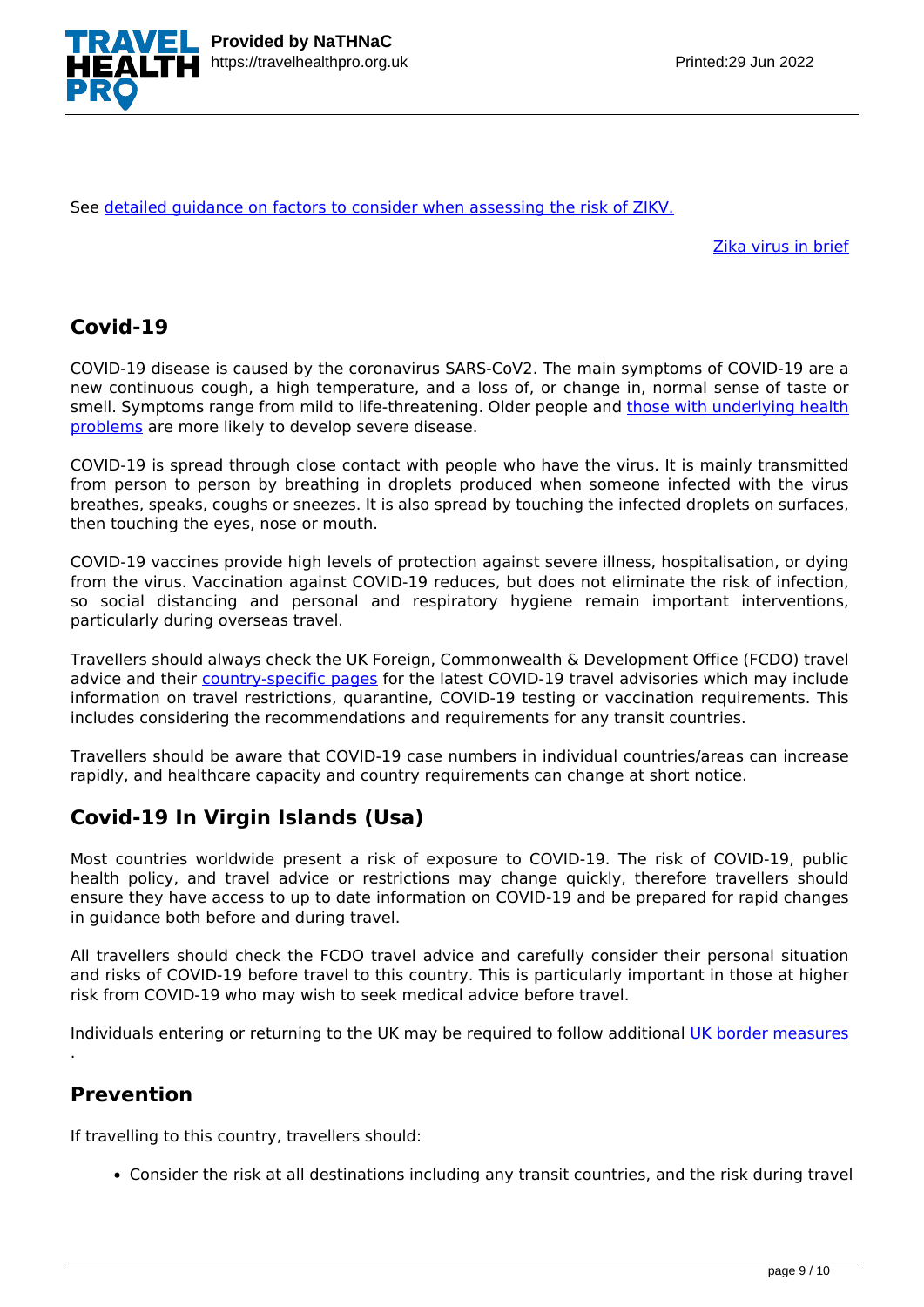See [detailed guidance on factors to consider when assessing the risk of ZIKV.](#)

[Zika virus in brief](#)

## Covid-19

COVID-19 disease is caused by the coronavirus SARS-CoV2. The main symptoms of COVID-19 are a new continuous cough, a high temperature, and a loss of, or change in, normal sense of taste or smell. Symptoms range from mild to life-threatening. Older people and [those with underlying health problems](#) are more likely to develop severe disease.

COVID-19 is spread through close contact with people who have the virus. It is mainly transmitted from person to person by breathing in droplets produced when someone infected with the virus breathes, speaks, coughs or sneezes. It is also spread by touching the infected droplets on surfaces, then touching the eyes, nose or mouth.

COVID-19 vaccines provide high levels of protection against severe illness, hospitalisation, or dying from the virus. Vaccination against COVID-19 reduces, but does not eliminate the risk of infection, so social distancing and personal and respiratory hygiene remain important interventions, particularly during overseas travel.

Travellers should always check the UK Foreign, Commonwealth & Development Office (FCDO) travel advice and their [country-specific pages](#) for the latest COVID-19 travel advisories which may include information on travel restrictions, quarantine, COVID-19 testing or vaccination requirements. This includes considering the recommendations and requirements for any transit countries.

Travellers should be aware that COVID-19 case numbers in individual countries/areas can increase rapidly, and healthcare capacity and country requirements can change at short notice.

## Covid-19 In Virgin Islands (Usa)

Most countries worldwide present a risk of exposure to COVID-19. The risk of COVID-19, public health policy, and travel advice or restrictions may change quickly, therefore travellers should ensure they have access to up to date information on COVID-19 and be prepared for rapid changes in guidance both before and during travel.

All travellers should check the FCDO travel advice and carefully consider their personal situation and risks of COVID-19 before travel to this country. This is particularly important in those at higher risk from COVID-19 who may wish to seek medical advice before travel.

Individuals entering or returning to the UK may be required to follow additional [UK border measures](#) .

## Prevention

If travelling to this country, travellers should:

- Consider the risk at all destinations including any transit countries, and the risk during travel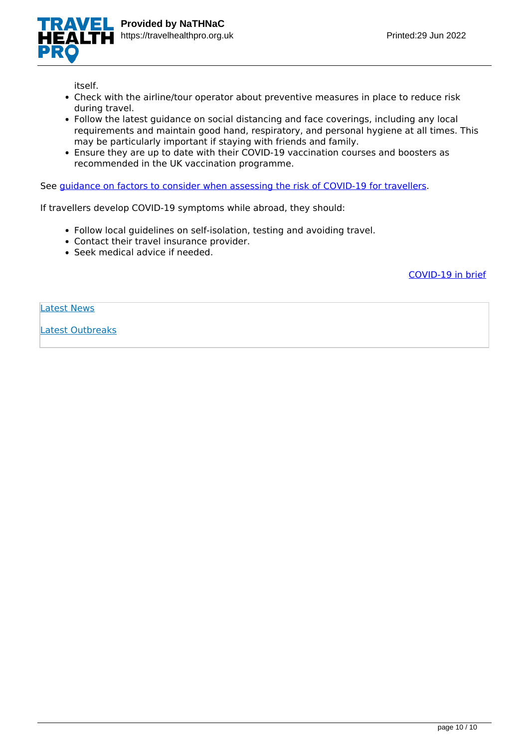itself.

- Check with the airline/tour operator about preventive measures in place to reduce risk during travel.
- Follow the latest guidance on social distancing and face coverings, including any local requirements and maintain good hand, respiratory, and personal hygiene at all times. This may be particularly important if staying with friends and family.
- Ensure they are up to date with their COVID-19 vaccination courses and boosters as recommended in the UK vaccination programme.

See guidance on factors to consider when assessing the risk of COVID-19 for travellers.

If travellers develop COVID-19 symptoms while abroad, they should:

- Follow local guidelines on self-isolation, testing and avoiding travel.
- Contact their travel insurance provider.
- Seek medical advice if needed.

COVID-19 in brief

Latest News

Latest Outbreaks